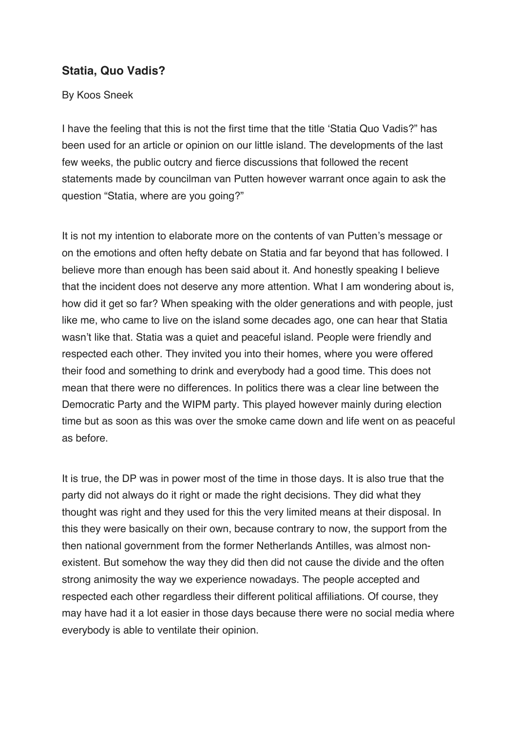## Statia, Quo Vadis?

By Koos Sneek

I have the feeling that this is not the first time that the title 'Statia Quo Vadis?" has been used for an article or opinion on our little island. The developments of the last few weeks, the public outcry and fierce discussions that followed the recent statements made by councilman van Putten however warrant once again to ask the question "Statia, where are you going?"

It is not my intention to elaborate more on the contents of van Putten's message or on the emotions and often hefty debate on Statia and far beyond that has followed. I believe more than enough has been said about it. And honestly speaking I believe that the incident does not deserve any more attention. What I am wondering about is, how did it get so far? When speaking with the older generations and with people, just like me, who came to live on the island some decades ago, one can hear that Statia wasn't like that. Statia was a quiet and peaceful island. People were friendly and respected each other. They invited you into their homes, where you were offered their food and something to drink and everybody had a good time. This does not mean that there were no differences. In politics there was a clear line between the Democratic Party and the WIPM party. This played however mainly during election time but as soon as this was over the smoke came down and life went on as peaceful as before.

It is true, the DP was in power most of the time in those days. It is also true that the party did not always do it right or made the right decisions. They did what they thought was right and they used for this the very limited means at their disposal. In this they were basically on their own, because contrary to now, the support from the then national government from the former Netherlands Antilles, was almost non-existent. But somehow the way they did then did not cause the divide and the often strong animosity the way we experience nowadays. The people accepted and respected each other regardless their different political affiliations. Of course, they may have had it a lot easier in those days because there were no social media where everybody is able to ventilate their opinion.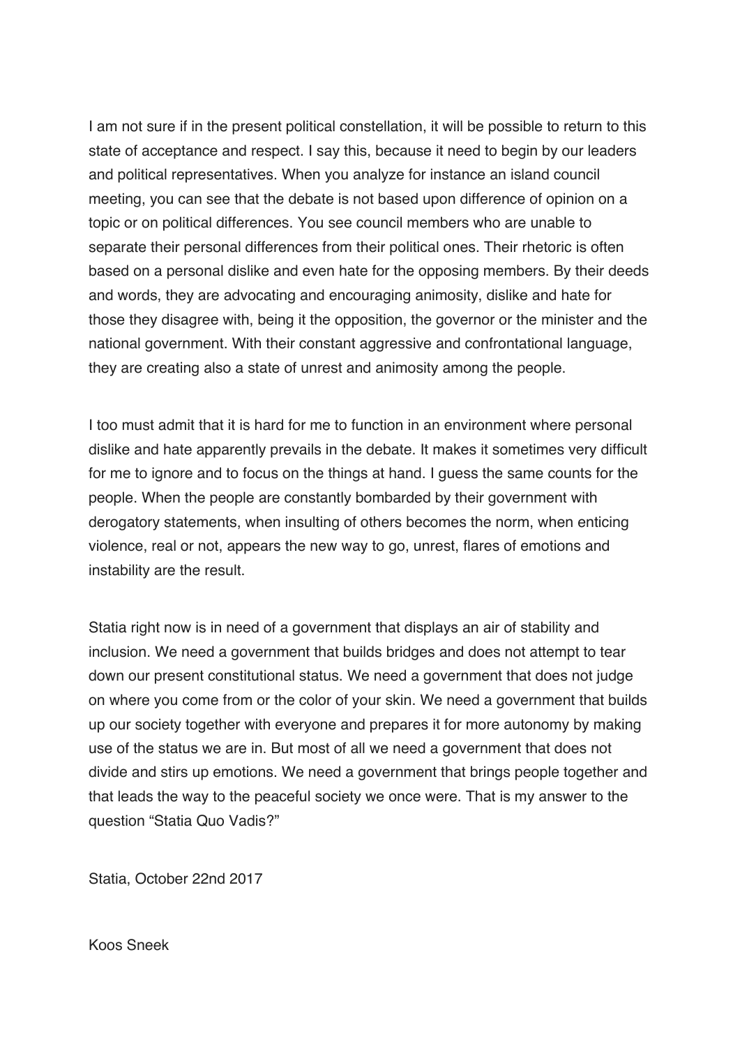I am not sure if in the present political constellation, it will be possible to return to this state of acceptance and respect. I say this, because it need to begin by our leaders and political representatives. When you analyze for instance an island council meeting, you can see that the debate is not based upon difference of opinion on a topic or on political differences. You see council members who are unable to separate their personal differences from their political ones. Their rhetoric is often based on a personal dislike and even hate for the opposing members. By their deeds and words, they are advocating and encouraging animosity, dislike and hate for those they disagree with, being it the opposition, the governor or the minister and the national government. With their constant aggressive and confrontational language, they are creating also a state of unrest and animosity among the people.

I too must admit that it is hard for me to function in an environment where personal dislike and hate apparently prevails in the debate. It makes it sometimes very difficult for me to ignore and to focus on the things at hand. I guess the same counts for the people. When the people are constantly bombarded by their government with derogatory statements, when insulting of others becomes the norm, when enticing violence, real or not, appears the new way to go, unrest, flares of emotions and instability are the result.

Statia right now is in need of a government that displays an air of stability and inclusion. We need a government that builds bridges and does not attempt to tear down our present constitutional status. We need a government that does not judge on where you come from or the color of your skin. We need a government that builds up our society together with everyone and prepares it for more autonomy by making use of the status we are in. But most of all we need a government that does not divide and stirs up emotions. We need a government that brings people together and that leads the way to the peaceful society we once were. That is my answer to the question "Statia Quo Vadis?"

Statia, October 22nd 2017

Koos Sneek